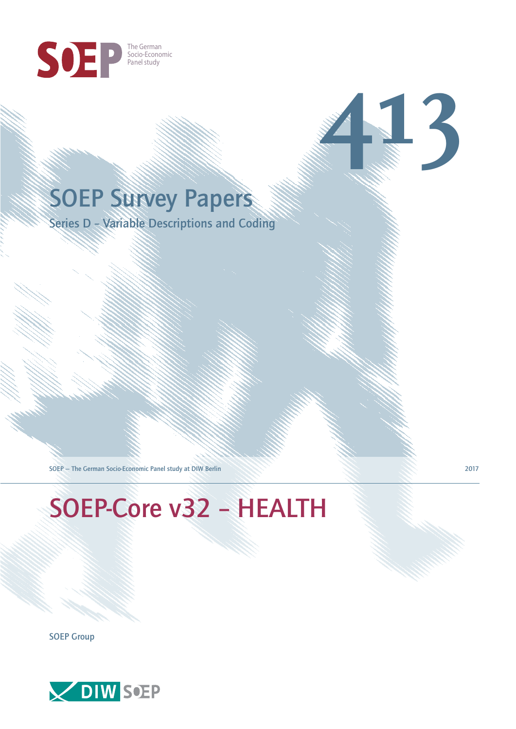SOEP The German Socio-Economic Panel study

413

# SOEP Survey Papers

## Series D – Variable Descriptions and Coding

SOEP — The German Socio-Economic Panel study at DIW Berlin

2017

# SOEP-Core v32 – HEALTH

SOEP Group

DIW SOEP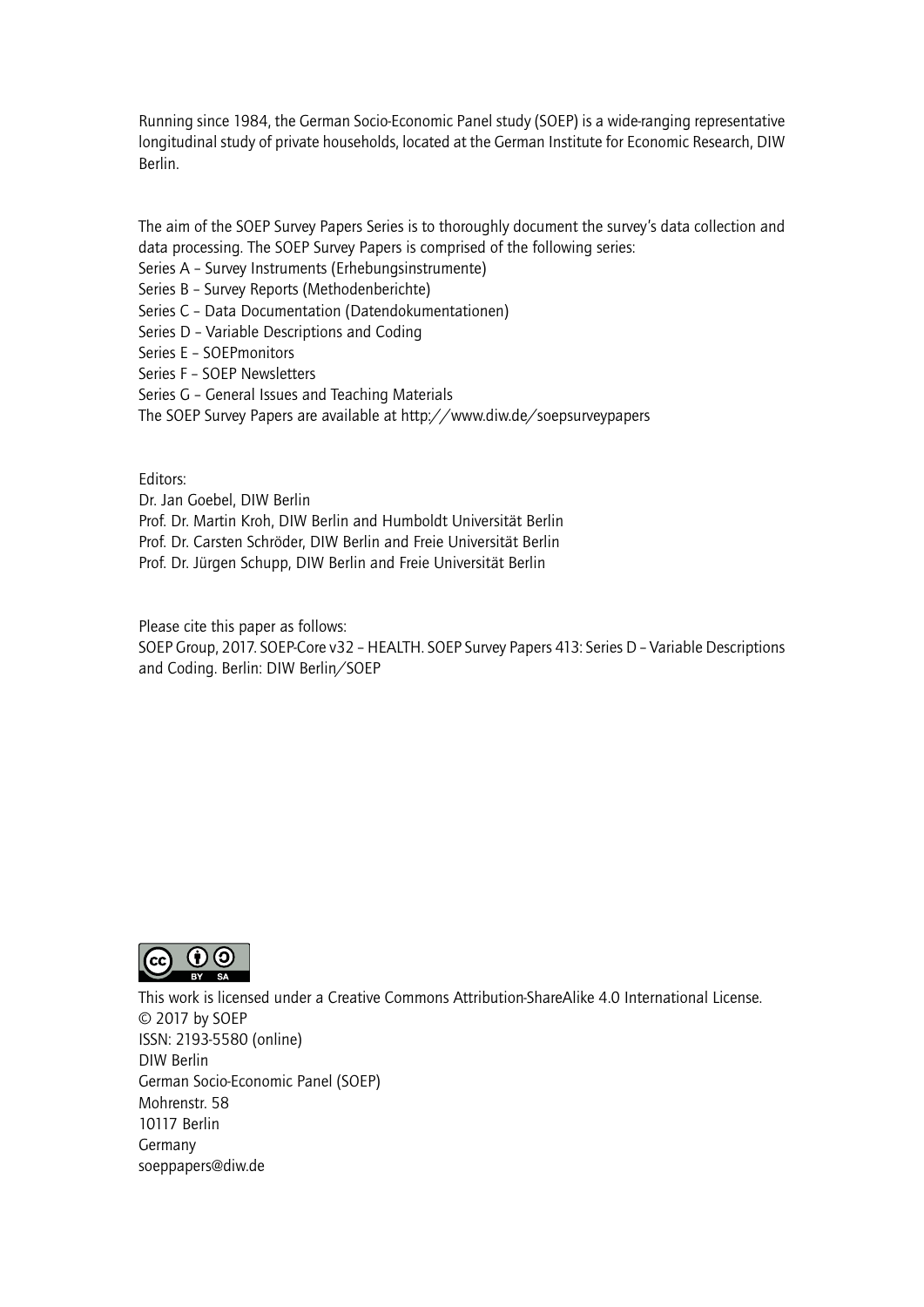Running since 1984, the German Socio-Economic Panel study (SOEP) is a wide-ranging representative longitudinal study of private households, located at the German Institute for Economic Research, DIW Berlin.

The aim of the SOEP Survey Papers Series is to thoroughly document the survey's data collection and data processing. The SOEP Survey Papers is comprised of the following series:

Series A – Survey Instruments (Erhebungsinstrumente)
Series B – Survey Reports (Methodenberichte)
Series C – Data Documentation (Datendokumentationen)
Series D – Variable Descriptions and Coding
Series E – SOEPmonitors
Series F – SOEP Newsletters
Series G – General Issues and Teaching Materials
The SOEP Survey Papers are available at http://www.diw.de/soepsurveypapers

Editors:
Dr. Jan Goebel, DIW Berlin
Prof. Dr. Martin Kroh, DIW Berlin and Humboldt Universität Berlin
Prof. Dr. Carsten Schröder, DIW Berlin and Freie Universität Berlin
Prof. Dr. Jürgen Schupp, DIW Berlin and Freie Universität Berlin

Please cite this paper as follows:
SOEP Group, 2017. SOEP-Core v32 – HEALTH. SOEP Survey Papers 413: Series D – Variable Descriptions and Coding. Berlin: DIW Berlin/SOEP

This work is licensed under a Creative Commons Attribution-ShareAlike 4.0 International License.
© 2017 by SOEP
ISSN: 2193-5580 (online)
DIW Berlin
German Socio-Economic Panel (SOEP)
Mohrenstr. 58
10117 Berlin
Germany
soeppapers@diw.de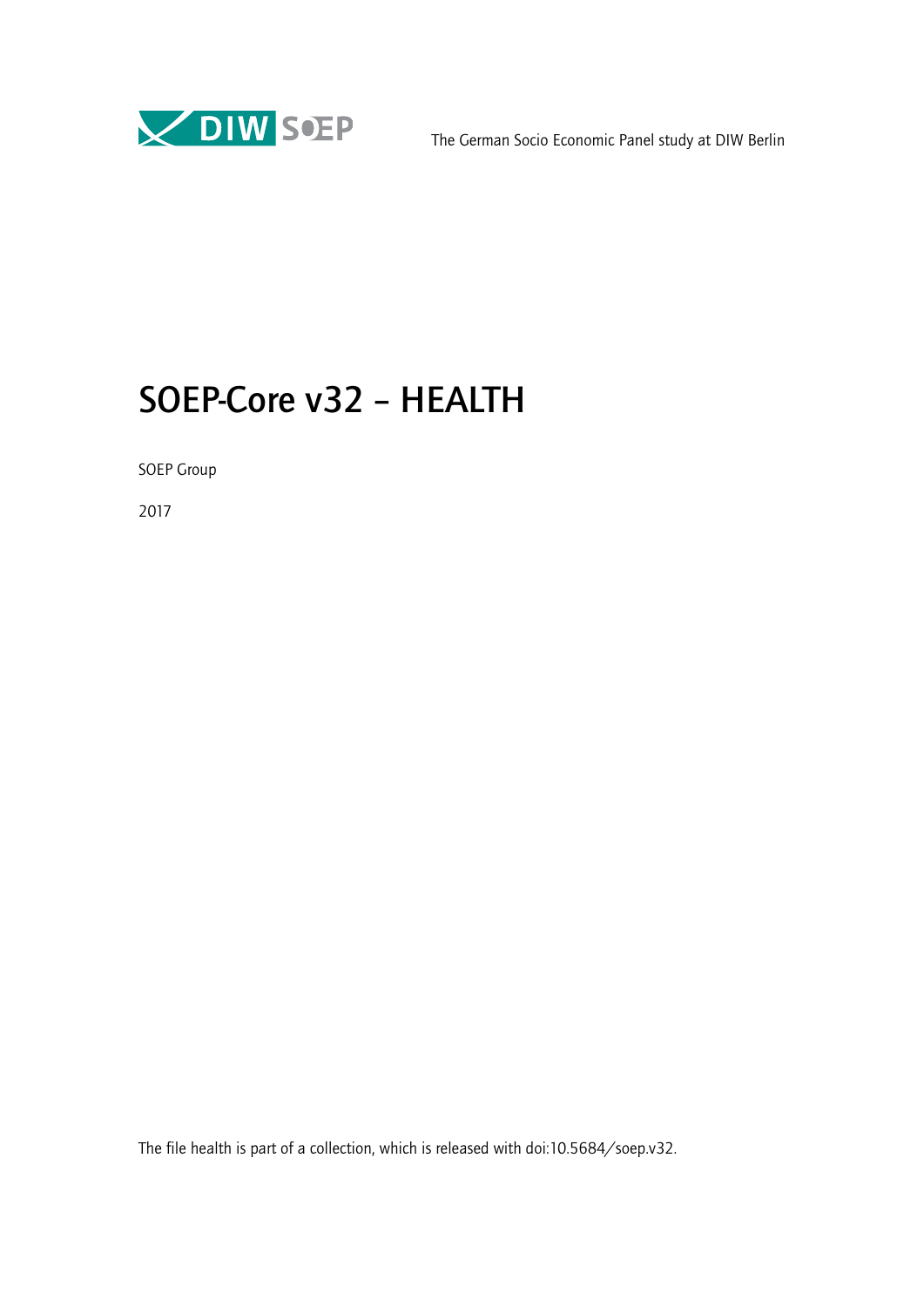The German Socio Economic Panel study at DIW Berlin

# SOEP-Core v32 – HEALTH

SOEP Group

2017

The file health is part of a collection, which is released with doi:10.5684/soep.v32.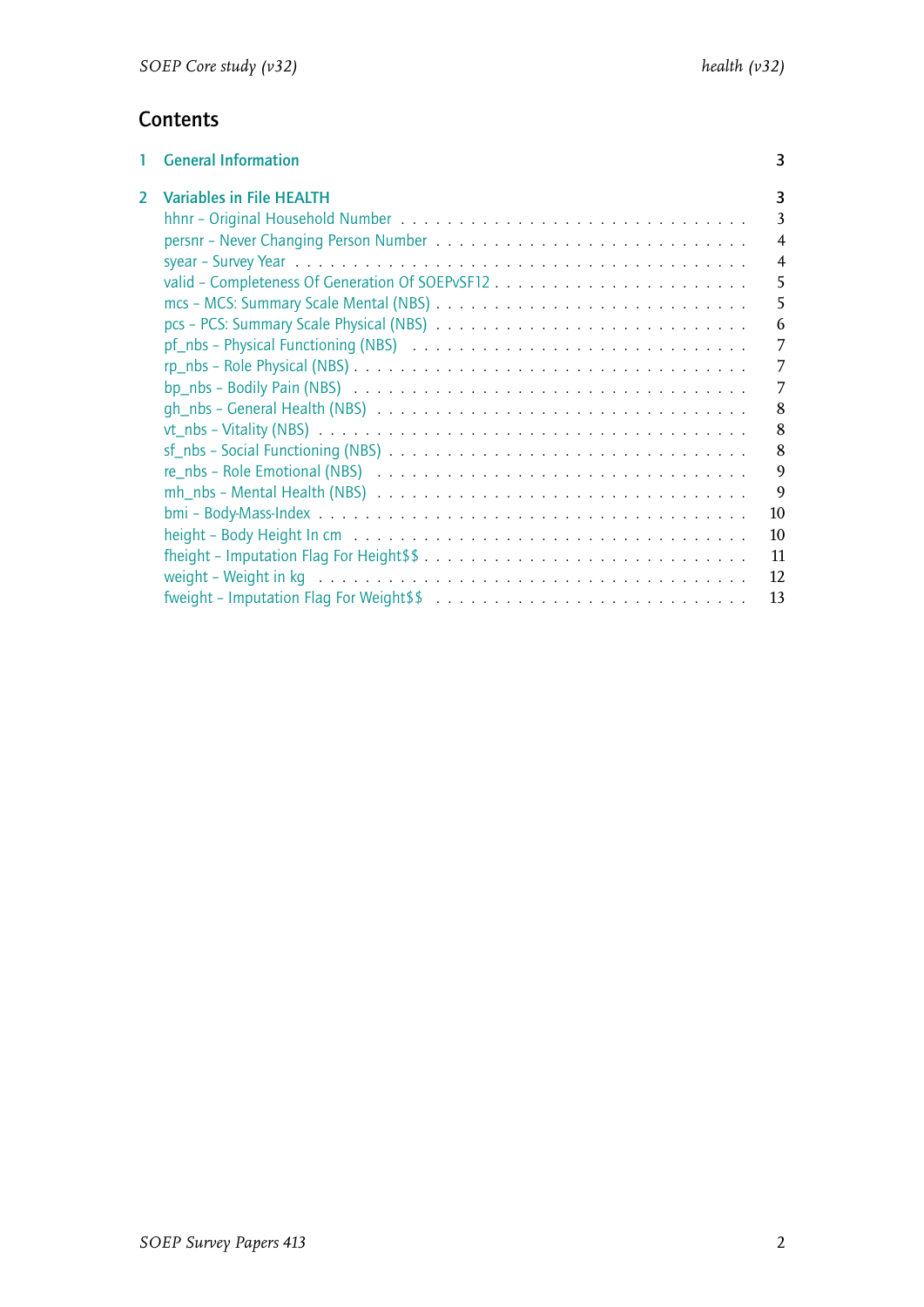## Contents

| | | |
|---|---|---|
| **1** | **General Information** | **3** |
| **2** | **Variables in File HEALTH** | **3** |
| | hhnr – Original Household Number | 3 |
| | persnr – Never Changing Person Number | 4 |
| | syear – Survey Year | 4 |
| | valid – Completeness Of Generation Of SOEPvSF12 | 5 |
| | mcs – MCS: Summary Scale Mental (NBS) | 5 |
| | pcs – PCS: Summary Scale Physical (NBS) | 6 |
| | pf_nbs – Physical Functioning (NBS) | 7 |
| | rp_nbs – Role Physical (NBS) | 7 |
| | bp_nbs – Bodily Pain (NBS) | 7 |
| | gh_nbs – General Health (NBS) | 8 |
| | vt_nbs – Vitality (NBS) | 8 |
| | sf_nbs – Social Functioning (NBS) | 8 |
| | re_nbs – Role Emotional (NBS) | 9 |
| | mh_nbs – Mental Health (NBS) | 9 |
| | bmi – Body-Mass-Index | 10 |
| | height – Body Height In cm | 10 |
| | fheight – Imputation Flag For Height$$ | 11 |
| | weight – Weight in kg | 12 |
| | fweight – Imputation Flag For Weight$$ | 13 |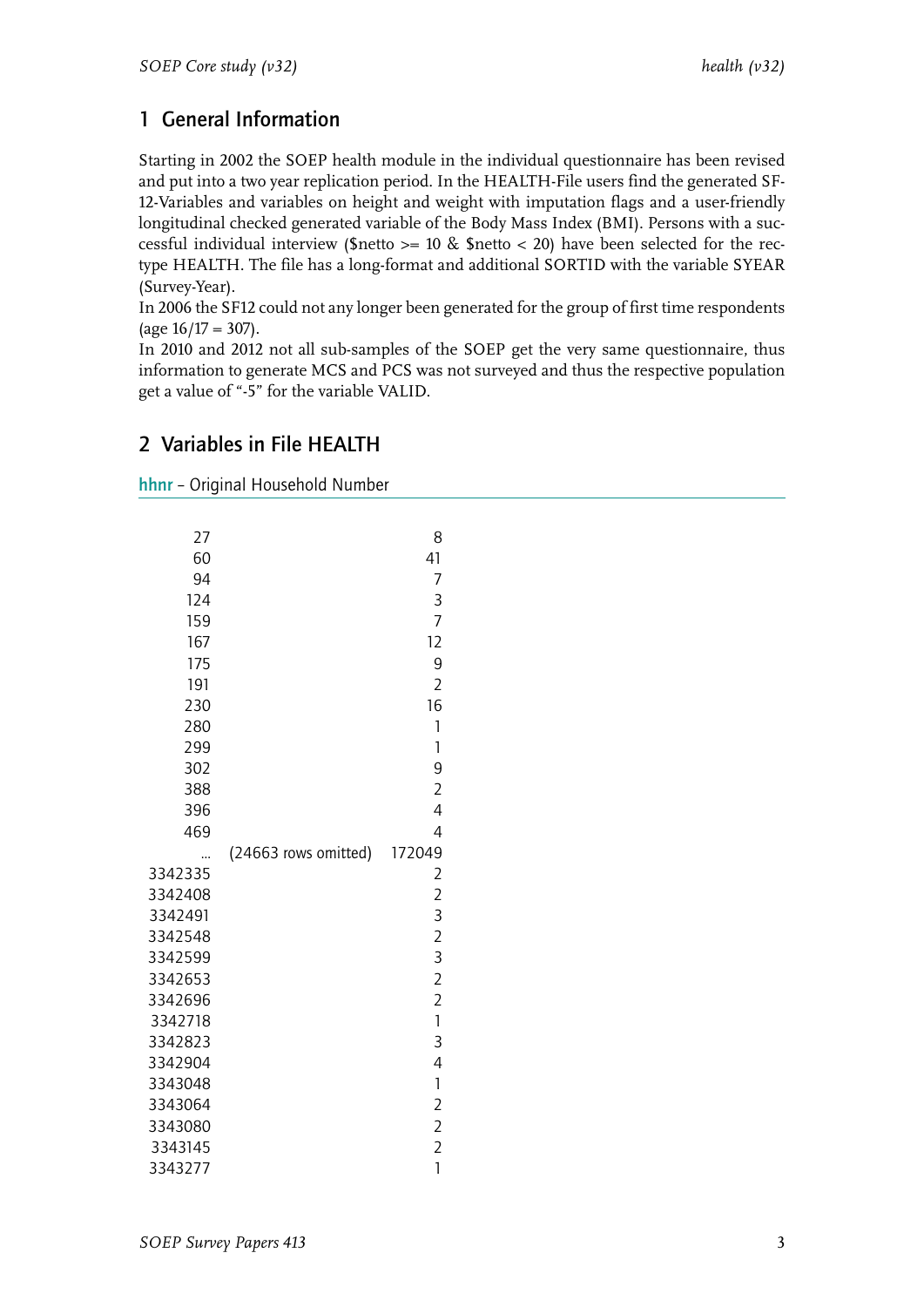## 1 General Information

Starting in 2002 the SOEP health module in the individual questionnaire has been revised and put into a two year replication period. In the HEALTH-File users find the generated SF-12-Variables and variables on height and weight with imputation flags and a user-friendly longitudinal checked generated variable of the Body Mass Index (BMI). Persons with a successful individual interview ($netto >= 10 & $netto < 20) have been selected for the rectype HEALTH. The file has a long-format and additional SORTID with the variable SYEAR (Survey-Year).

In 2006 the SF12 could not any longer been generated for the group of first time respondents (age 16/17 = 307).

In 2010 and 2012 not all sub-samples of the SOEP get the very same questionnaire, thus information to generate MCS and PCS was not surveyed and thus the respective population get a value of "-5" for the variable VALID.

## 2 Variables in File HEALTH

**hhnr** – Original Household Number

| | | |
|---|---|---|
| 27 | | 8 |
| 60 | | 41 |
| 94 | | 7 |
| 124 | | 3 |
| 159 | | 7 |
| 167 | | 12 |
| 175 | | 9 |
| 191 | | 2 |
| 230 | | 16 |
| 280 | | 1 |
| 299 | | 1 |
| 302 | | 9 |
| 388 | | 2 |
| 396 | | 4 |
| 469 | | 4 |
| ... | (24663 rows omitted) | 172049 |
| 3342335 | | 2 |
| 3342408 | | 2 |
| 3342491 | | 3 |
| 3342548 | | 2 |
| 3342599 | | 3 |
| 3342653 | | 2 |
| 3342696 | | 2 |
| 3342718 | | 1 |
| 3342823 | | 3 |
| 3342904 | | 4 |
| 3343048 | | 1 |
| 3343064 | | 2 |
| 3343080 | | 2 |
| 3343145 | | 2 |
| 3343277 | | 1 |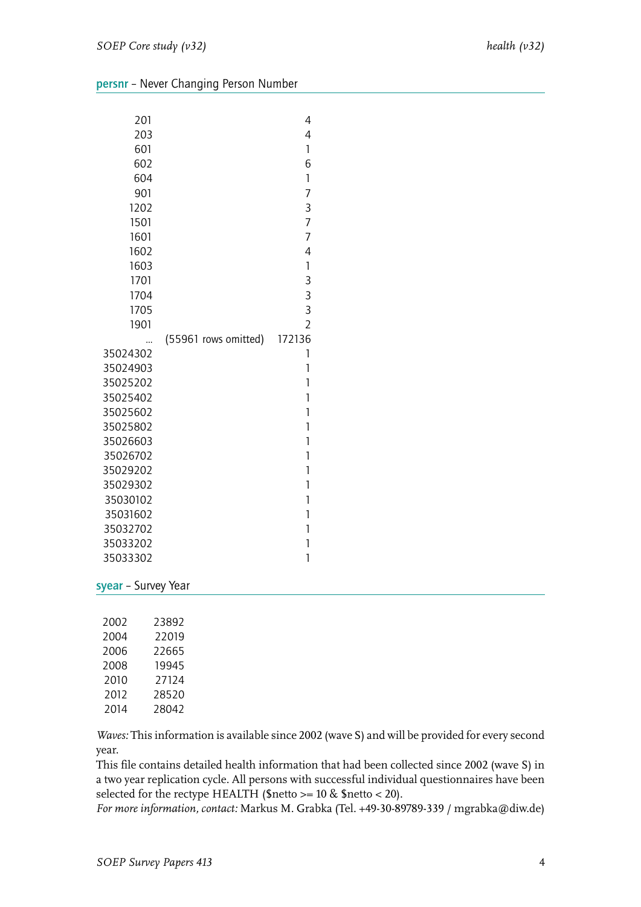## **persnr** – Never Changing Person Number

| | | |
|---|---|---|
| 201 | | 4 |
| 203 | | 4 |
| 601 | | 1 |
| 602 | | 6 |
| 604 | | 1 |
| 901 | | 7 |
| 1202 | | 3 |
| 1501 | | 7 |
| 1601 | | 7 |
| 1602 | | 4 |
| 1603 | | 1 |
| 1701 | | 3 |
| 1704 | | 3 |
| 1705 | | 3 |
| 1901 | | 2 |
| ... | (55961 rows omitted) | 172136 |
| 35024302 | | 1 |
| 35024903 | | 1 |
| 35025202 | | 1 |
| 35025402 | | 1 |
| 35025602 | | 1 |
| 35025802 | | 1 |
| 35026603 | | 1 |
| 35026702 | | 1 |
| 35029202 | | 1 |
| 35029302 | | 1 |
| 35030102 | | 1 |
| 35031602 | | 1 |
| 35032702 | | 1 |
| 35033202 | | 1 |
| 35033302 | | 1 |

## **syear** – Survey Year

| | |
|---|---|
| 2002 | 23892 |
| 2004 | 22019 |
| 2006 | 22665 |
| 2008 | 19945 |
| 2010 | 27124 |
| 2012 | 28520 |
| 2014 | 28042 |

*Waves:* This information is available since 2002 (wave S) and will be provided for every second year.
This file contains detailed health information that had been collected since 2002 (wave S) in a two year replication cycle. All persons with successful individual questionnaires have been selected for the rectype HEALTH ($netto >= 10 & $netto < 20).
*For more information, contact:* Markus M. Grabka (Tel. +49-30-89789-339 / mgrabka@diw.de)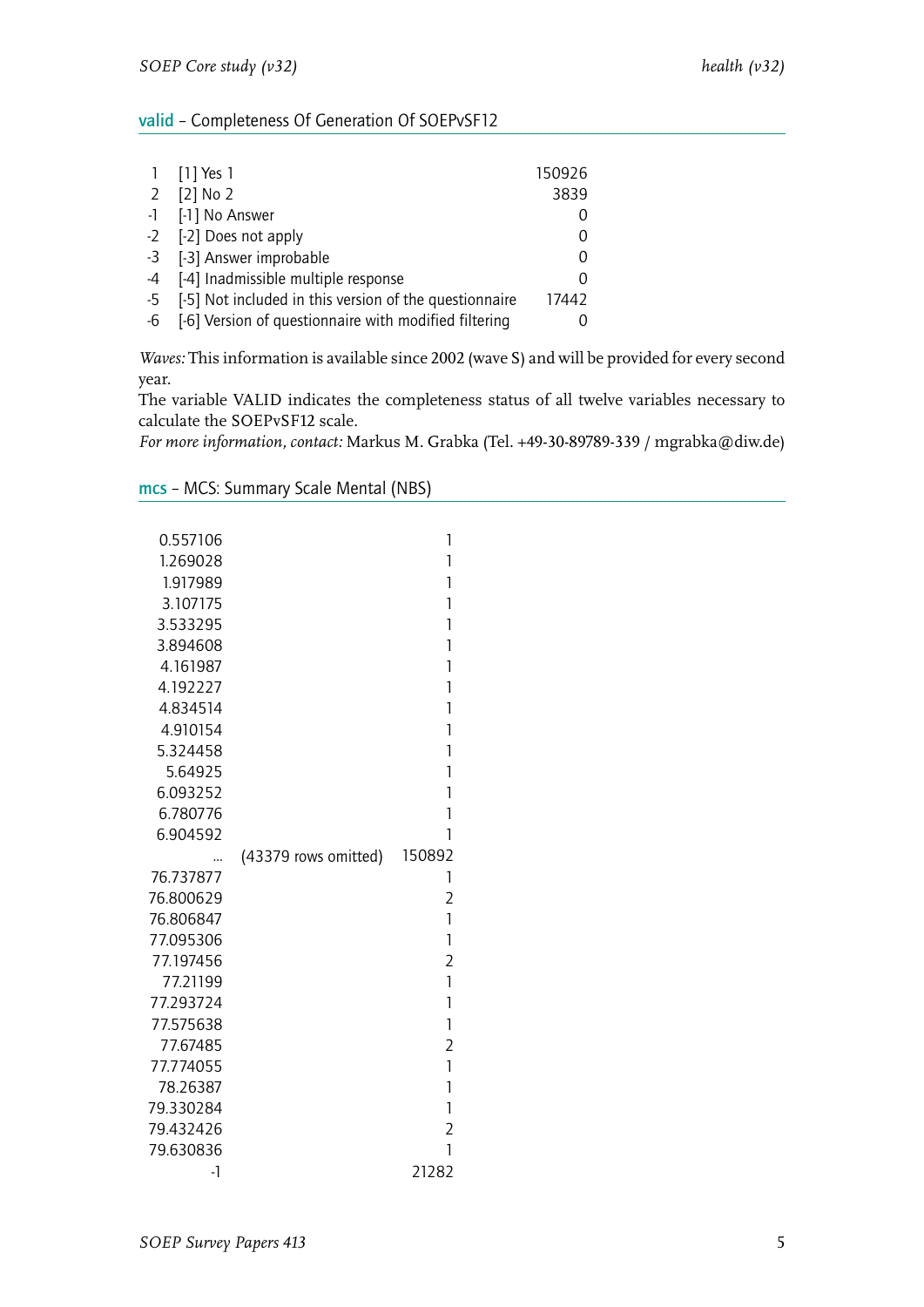## valid – Completeness Of Generation Of SOEPvSF12

| | | |
|---|---|---|
| 1 | [1] Yes 1 | 150926 |
| 2 | [2] No 2 | 3839 |
| -1 | [-1] No Answer | 0 |
| -2 | [-2] Does not apply | 0 |
| -3 | [-3] Answer improbable | 0 |
| -4 | [-4] Inadmissible multiple response | 0 |
| -5 | [-5] Not included in this version of the questionnaire | 17442 |
| -6 | [-6] Version of questionnaire with modified filtering | 0 |

*Waves:* This information is available since 2002 (wave S) and will be provided for every second year.
The variable VALID indicates the completeness status of all twelve variables necessary to calculate the SOEPvSF12 scale.
*For more information, contact:* Markus M. Grabka (Tel. +49-30-89789-339 / mgrabka@diw.de)

## mcs – MCS: Summary Scale Mental (NBS)

| | | |
|---|---|---|
| 0.557106 | | 1 |
| 1.269028 | | 1 |
| 1.917989 | | 1 |
| 3.107175 | | 1 |
| 3.533295 | | 1 |
| 3.894608 | | 1 |
| 4.161987 | | 1 |
| 4.192227 | | 1 |
| 4.834514 | | 1 |
| 4.910154 | | 1 |
| 5.324458 | | 1 |
| 5.64925 | | 1 |
| 6.093252 | | 1 |
| 6.780776 | | 1 |
| 6.904592 | | 1 |
| ... | (43379 rows omitted) | 150892 |
| 76.737877 | | 1 |
| 76.800629 | | 2 |
| 76.806847 | | 1 |
| 77.095306 | | 1 |
| 77.197456 | | 2 |
| 77.21199 | | 1 |
| 77.293724 | | 1 |
| 77.575638 | | 1 |
| 77.67485 | | 2 |
| 77.774055 | | 1 |
| 78.26387 | | 1 |
| 79.330284 | | 1 |
| 79.432426 | | 2 |
| 79.630836 | | 1 |
| -1 | | 21282 |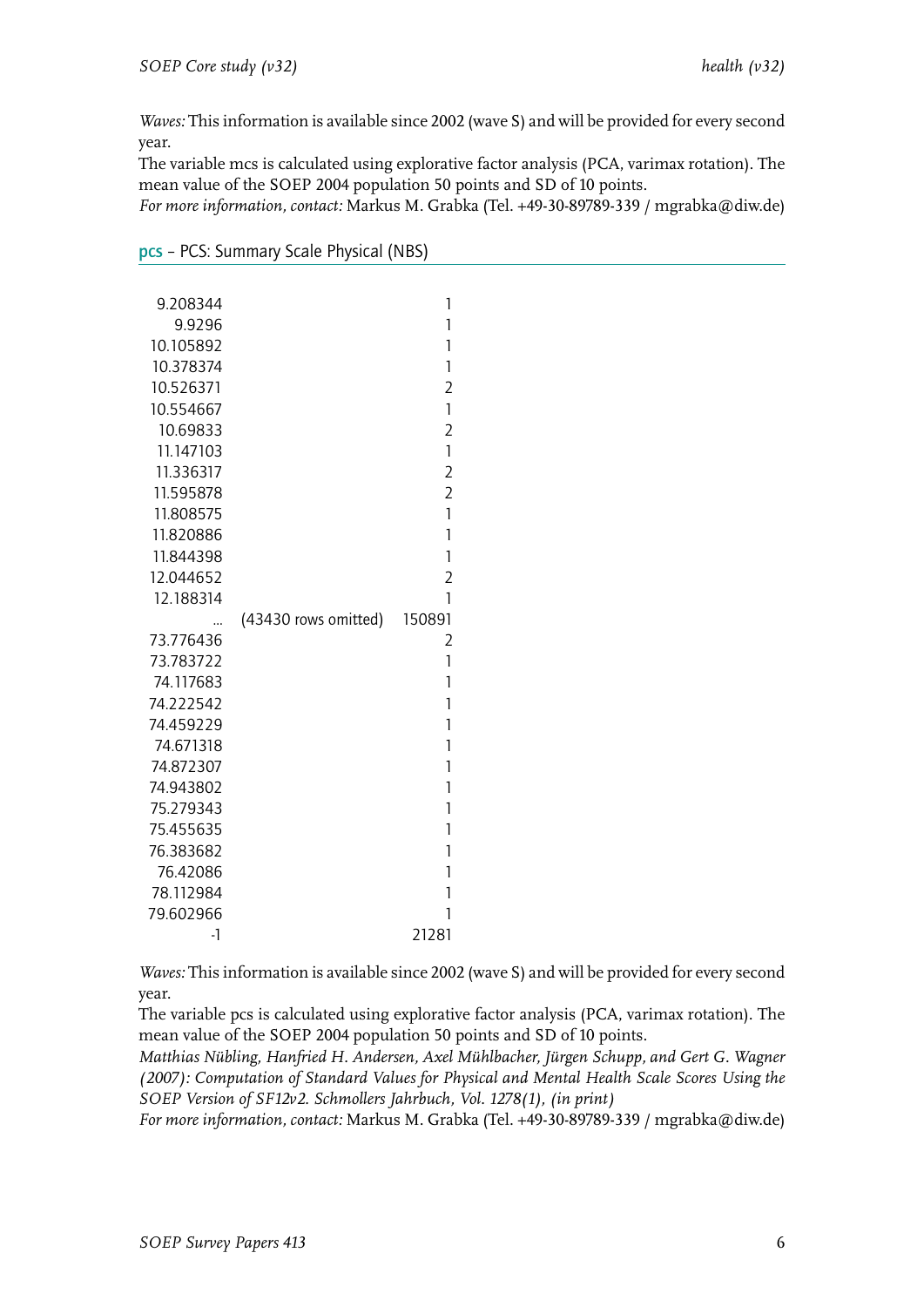*Waves:* This information is available since 2002 (wave S) and will be provided for every second year.
The variable mcs is calculated using explorative factor analysis (PCA, varimax rotation). The mean value of the SOEP 2004 population 50 points and SD of 10 points.
*For more information, contact:* Markus M. Grabka (Tel. +49-30-89789-339 / mgrabka@diw.de)

## pcs – PCS: Summary Scale Physical (NBS)

| | | |
|---|---|---|
| 9.208344 | | 1 |
| 9.9296 | | 1 |
| 10.105892 | | 1 |
| 10.378374 | | 1 |
| 10.526371 | | 2 |
| 10.554667 | | 1 |
| 10.69833 | | 2 |
| 11.147103 | | 1 |
| 11.336317 | | 2 |
| 11.595878 | | 2 |
| 11.808575 | | 1 |
| 11.820886 | | 1 |
| 11.844398 | | 1 |
| 12.044652 | | 2 |
| 12.188314 | | 1 |
| ... | (43430 rows omitted) | 150891 |
| 73.776436 | | 2 |
| 73.783722 | | 1 |
| 74.117683 | | 1 |
| 74.222542 | | 1 |
| 74.459229 | | 1 |
| 74.671318 | | 1 |
| 74.872307 | | 1 |
| 74.943802 | | 1 |
| 75.279343 | | 1 |
| 75.455635 | | 1 |
| 76.383682 | | 1 |
| 76.42086 | | 1 |
| 78.112984 | | 1 |
| 79.602966 | | 1 |
| -1 | | 21281 |

*Waves:* This information is available since 2002 (wave S) and will be provided for every second year.
The variable pcs is calculated using explorative factor analysis (PCA, varimax rotation). The mean value of the SOEP 2004 population 50 points and SD of 10 points.
*Matthias Nübling, Hanfried H. Andersen, Axel Mühlbacher, Jürgen Schupp, and Gert G. Wagner (2007): Computation of Standard Values for Physical and Mental Health Scale Scores Using the SOEP Version of SF12v2. Schmollers Jahrbuch, Vol. 1278(1), (in print)*
*For more information, contact:* Markus M. Grabka (Tel. +49-30-89789-339 / mgrabka@diw.de)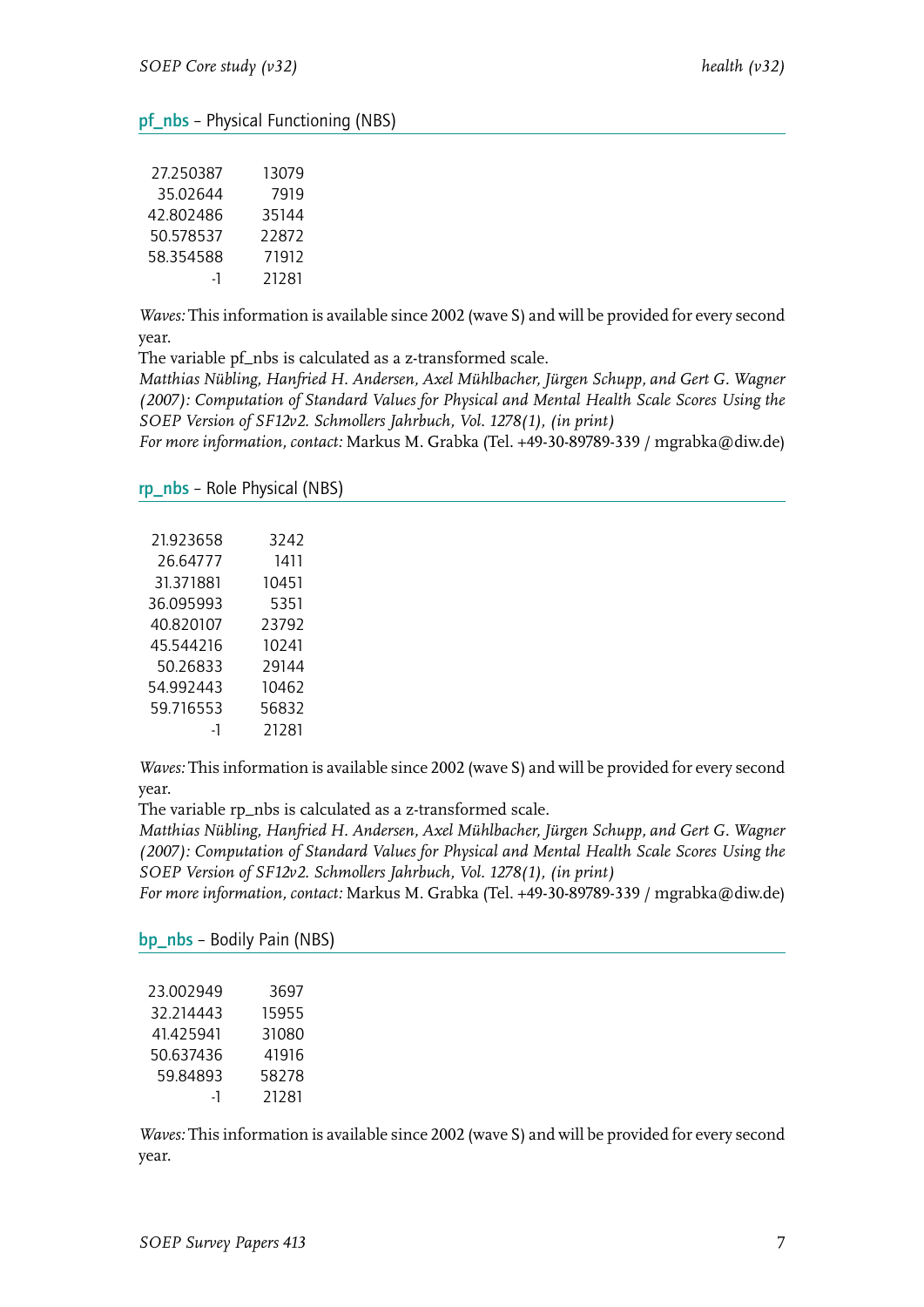## pf_nbs – Physical Functioning (NBS)

| | |
|---|---|
| 27.250387 | 13079 |
| 35.02644 | 7919 |
| 42.802486 | 35144 |
| 50.578537 | 22872 |
| 58.354588 | 71912 |
| -1 | 21281 |

*Waves:* This information is available since 2002 (wave S) and will be provided for every second year.
The variable pf_nbs is calculated as a z-transformed scale.
*Matthias Nübling, Hanfried H. Andersen, Axel Mühlbacher, Jürgen Schupp, and Gert G. Wagner (2007): Computation of Standard Values for Physical and Mental Health Scale Scores Using the SOEP Version of SF12v2. Schmollers Jahrbuch, Vol. 1278(1), (in print)*
*For more information, contact:* Markus M. Grabka (Tel. +49-30-89789-339 / mgrabka@diw.de)

## rp_nbs – Role Physical (NBS)

| | |
|---|---|
| 21.923658 | 3242 |
| 26.64777 | 1411 |
| 31.371881 | 10451 |
| 36.095993 | 5351 |
| 40.820107 | 23792 |
| 45.544216 | 10241 |
| 50.26833 | 29144 |
| 54.992443 | 10462 |
| 59.716553 | 56832 |
| -1 | 21281 |

*Waves:* This information is available since 2002 (wave S) and will be provided for every second year.
The variable rp_nbs is calculated as a z-transformed scale.
*Matthias Nübling, Hanfried H. Andersen, Axel Mühlbacher, Jürgen Schupp, and Gert G. Wagner (2007): Computation of Standard Values for Physical and Mental Health Scale Scores Using the SOEP Version of SF12v2. Schmollers Jahrbuch, Vol. 1278(1), (in print)*
*For more information, contact:* Markus M. Grabka (Tel. +49-30-89789-339 / mgrabka@diw.de)

## bp_nbs – Bodily Pain (NBS)

| | |
|---|---|
| 23.002949 | 3697 |
| 32.214443 | 15955 |
| 41.425941 | 31080 |
| 50.637436 | 41916 |
| 59.84893 | 58278 |
| -1 | 21281 |

*Waves:* This information is available since 2002 (wave S) and will be provided for every second year.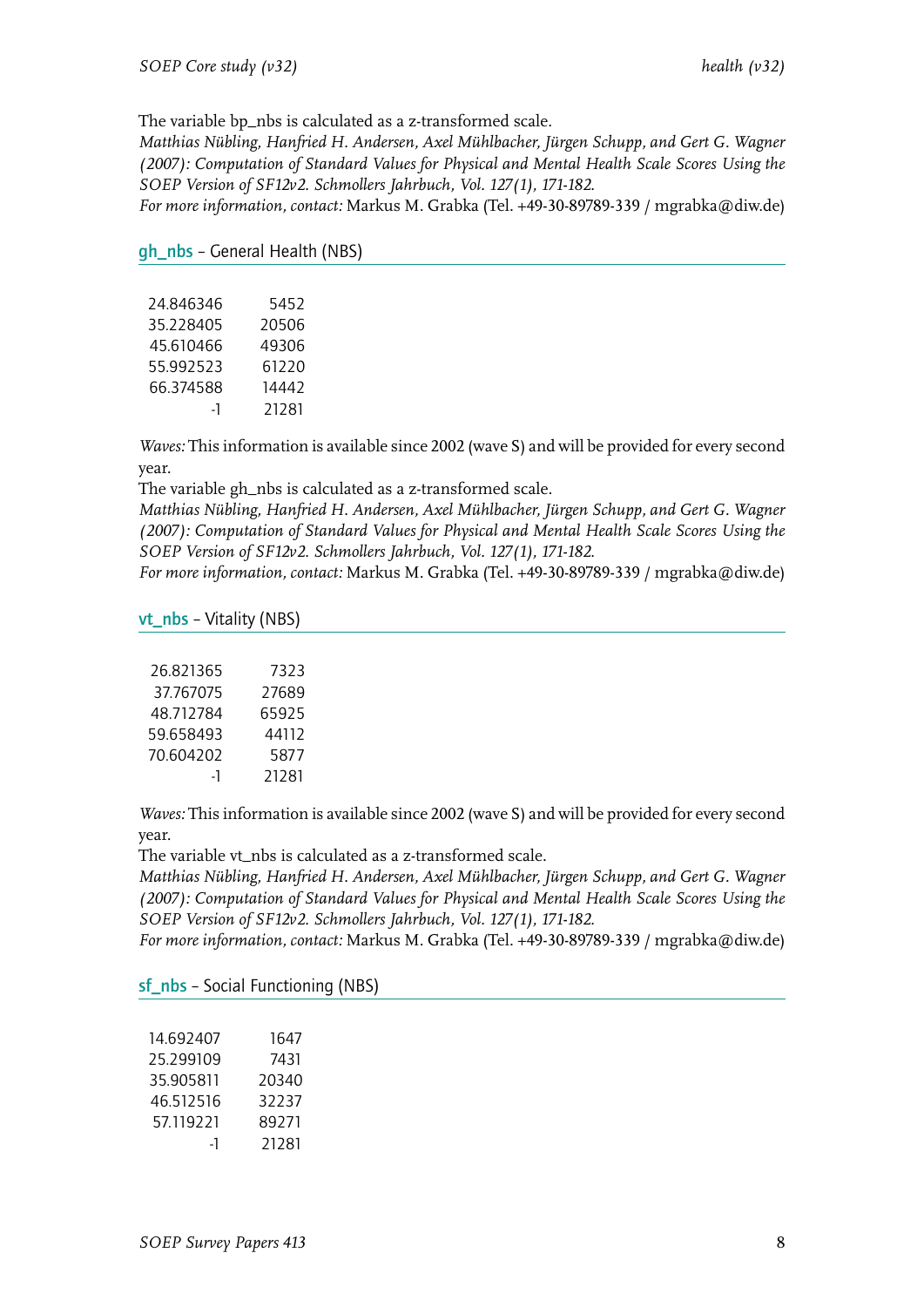The variable bp_nbs is calculated as a z-transformed scale.

*Matthias Nübling, Hanfried H. Andersen, Axel Mühlbacher, Jürgen Schupp, and Gert G. Wagner (2007): Computation of Standard Values for Physical and Mental Health Scale Scores Using the SOEP Version of SF12v2. Schmollers Jahrbuch, Vol. 127(1), 171-182.*

*For more information, contact:* Markus M. Grabka (Tel. +49-30-89789-339 / mgrabka@diw.de)

## gh_nbs – General Health (NBS)

| | |
|---|---|
| 24.846346 | 5452 |
| 35.228405 | 20506 |
| 45.610466 | 49306 |
| 55.992523 | 61220 |
| 66.374588 | 14442 |
| -1 | 21281 |

*Waves:* This information is available since 2002 (wave S) and will be provided for every second year.

The variable gh_nbs is calculated as a z-transformed scale.

*Matthias Nübling, Hanfried H. Andersen, Axel Mühlbacher, Jürgen Schupp, and Gert G. Wagner (2007): Computation of Standard Values for Physical and Mental Health Scale Scores Using the SOEP Version of SF12v2. Schmollers Jahrbuch, Vol. 127(1), 171-182.*

*For more information, contact:* Markus M. Grabka (Tel. +49-30-89789-339 / mgrabka@diw.de)

## vt_nbs – Vitality (NBS)

| | |
|---|---|
| 26.821365 | 7323 |
| 37.767075 | 27689 |
| 48.712784 | 65925 |
| 59.658493 | 44112 |
| 70.604202 | 5877 |
| -1 | 21281 |

*Waves:* This information is available since 2002 (wave S) and will be provided for every second year.

The variable vt_nbs is calculated as a z-transformed scale.

*Matthias Nübling, Hanfried H. Andersen, Axel Mühlbacher, Jürgen Schupp, and Gert G. Wagner (2007): Computation of Standard Values for Physical and Mental Health Scale Scores Using the SOEP Version of SF12v2. Schmollers Jahrbuch, Vol. 127(1), 171-182.*

*For more information, contact:* Markus M. Grabka (Tel. +49-30-89789-339 / mgrabka@diw.de)

## sf_nbs – Social Functioning (NBS)

| | |
|---|---|
| 14.692407 | 1647 |
| 25.299109 | 7431 |
| 35.905811 | 20340 |
| 46.512516 | 32237 |
| 57.119221 | 89271 |
| -1 | 21281 |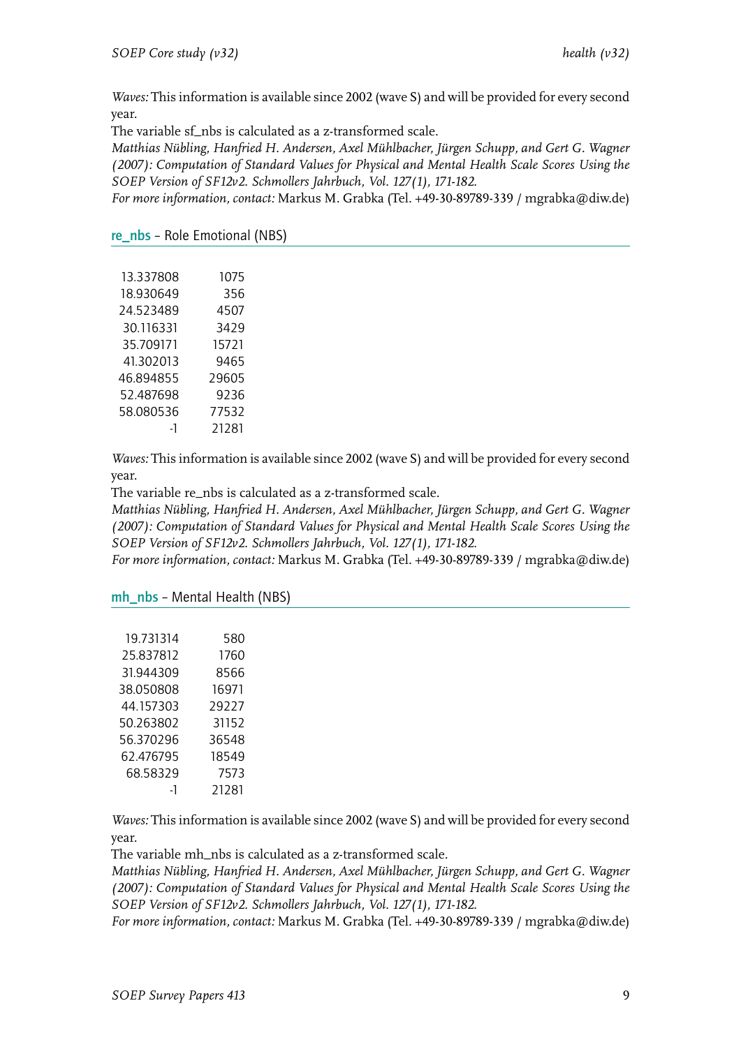*Waves:* This information is available since 2002 (wave S) and will be provided for every second year.

The variable sf_nbs is calculated as a z-transformed scale.

*Matthias Nübling, Hanfried H. Andersen, Axel Mühlbacher, Jürgen Schupp, and Gert G. Wagner (2007): Computation of Standard Values for Physical and Mental Health Scale Scores Using the SOEP Version of SF12v2. Schmollers Jahrbuch, Vol. 127(1), 171-182.*

*For more information, contact:* Markus M. Grabka (Tel. +49-30-89789-339 / mgrabka@diw.de)

## re_nbs – Role Emotional (NBS)

| | |
|---|---|
| 13.337808 | 1075 |
| 18.930649 | 356 |
| 24.523489 | 4507 |
| 30.116331 | 3429 |
| 35.709171 | 15721 |
| 41.302013 | 9465 |
| 46.894855 | 29605 |
| 52.487698 | 9236 |
| 58.080536 | 77532 |
| -1 | 21281 |

*Waves:* This information is available since 2002 (wave S) and will be provided for every second year.

The variable re_nbs is calculated as a z-transformed scale.

*Matthias Nübling, Hanfried H. Andersen, Axel Mühlbacher, Jürgen Schupp, and Gert G. Wagner (2007): Computation of Standard Values for Physical and Mental Health Scale Scores Using the SOEP Version of SF12v2. Schmollers Jahrbuch, Vol. 127(1), 171-182.*

*For more information, contact:* Markus M. Grabka (Tel. +49-30-89789-339 / mgrabka@diw.de)

## mh_nbs – Mental Health (NBS)

| | |
|---|---|
| 19.731314 | 580 |
| 25.837812 | 1760 |
| 31.944309 | 8566 |
| 38.050808 | 16971 |
| 44.157303 | 29227 |
| 50.263802 | 31152 |
| 56.370296 | 36548 |
| 62.476795 | 18549 |
| 68.58329 | 7573 |
| -1 | 21281 |

*Waves:* This information is available since 2002 (wave S) and will be provided for every second year.

The variable mh_nbs is calculated as a z-transformed scale.

*Matthias Nübling, Hanfried H. Andersen, Axel Mühlbacher, Jürgen Schupp, and Gert G. Wagner (2007): Computation of Standard Values for Physical and Mental Health Scale Scores Using the SOEP Version of SF12v2. Schmollers Jahrbuch, Vol. 127(1), 171-182.*

*For more information, contact:* Markus M. Grabka (Tel. +49-30-89789-339 / mgrabka@diw.de)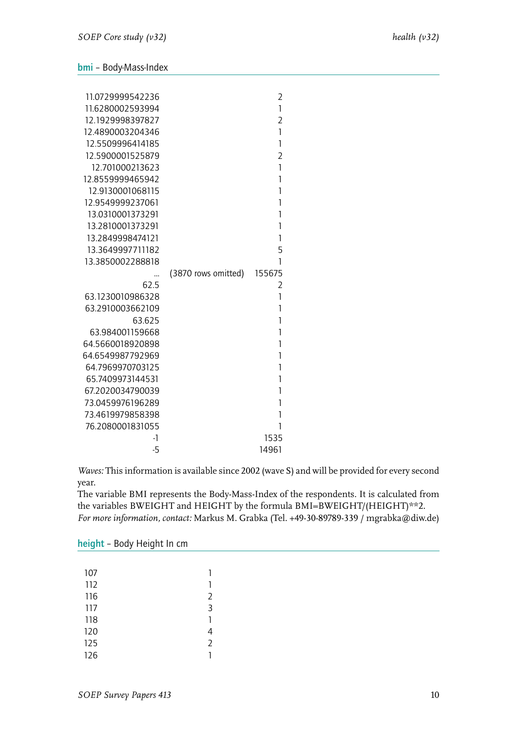## bmi – Body-Mass-Index

| | | |
|---|---|---|
| 11.0729999542236 | | 2 |
| 11.6280002593994 | | 1 |
| 12.1929998397827 | | 2 |
| 12.4890003204346 | | 1 |
| 12.5509996414185 | | 1 |
| 12.5900001525879 | | 2 |
| 12.701000213623 | | 1 |
| 12.8559999465942 | | 1 |
| 12.9130001068115 | | 1 |
| 12.9549999237061 | | 1 |
| 13.0310001373291 | | 1 |
| 13.2810001373291 | | 1 |
| 13.2849998474121 | | 1 |
| 13.3649997711182 | | 5 |
| 13.3850002288818 | | 1 |
| ... | (3870 rows omitted) | 155675 |
| 62.5 | | 2 |
| 63.1230010986328 | | 1 |
| 63.2910003662109 | | 1 |
| 63.625 | | 1 |
| 63.984001159668 | | 1 |
| 64.5660018920898 | | 1 |
| 64.6549987792969 | | 1 |
| 64.7969970703125 | | 1 |
| 65.7409973144531 | | 1 |
| 67.2020034790039 | | 1 |
| 73.0459976196289 | | 1 |
| 73.4619979858398 | | 1 |
| 76.2080001831055 | | 1 |
| -1 | | 1535 |
| -5 | | 14961 |

*Waves:* This information is available since 2002 (wave S) and will be provided for every second year.
The variable BMI represents the Body-Mass-Index of the respondents. It is calculated from the variables BWEIGHT and HEIGHT by the formula BMI=BWEIGHT/(HEIGHT)**2.
*For more information, contact:* Markus M. Grabka (Tel. +49-30-89789-339 / mgrabka@diw.de)

## height – Body Height In cm

| | |
|---|---|
| 107 | 1 |
| 112 | 1 |
| 116 | 2 |
| 117 | 3 |
| 118 | 1 |
| 120 | 4 |
| 125 | 2 |
| 126 | 1 |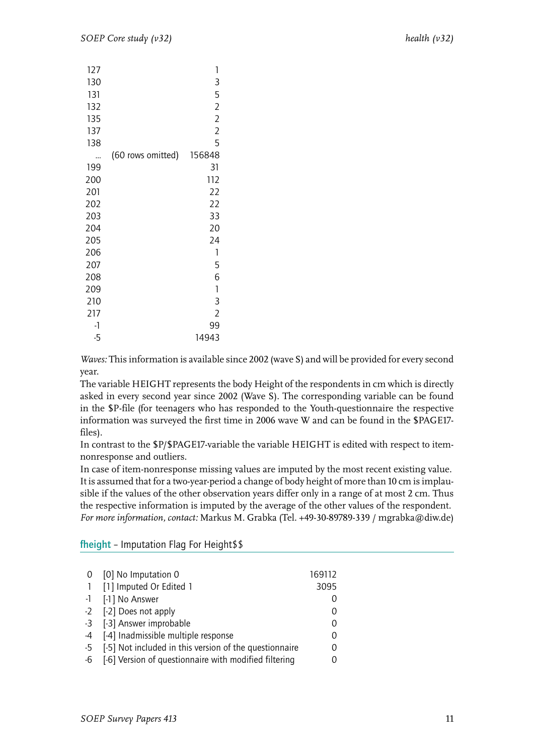| | | |
|---|---|---|
| 127 | | 1 |
| 130 | | 3 |
| 131 | | 5 |
| 132 | | 2 |
| 135 | | 2 |
| 137 | | 2 |
| 138 | | 5 |
| ... | (60 rows omitted) | 156848 |
| 199 | | 31 |
| 200 | | 112 |
| 201 | | 22 |
| 202 | | 22 |
| 203 | | 33 |
| 204 | | 20 |
| 205 | | 24 |
| 206 | | 1 |
| 207 | | 5 |
| 208 | | 6 |
| 209 | | 1 |
| 210 | | 3 |
| 217 | | 2 |
| -1 | | 99 |
| -5 | | 14943 |

*Waves:* This information is available since 2002 (wave S) and will be provided for every second year.

The variable HEIGHT represents the body Height of the respondents in cm which is directly asked in every second year since 2002 (Wave S). The corresponding variable can be found in the $P-file (for teenagers who has responded to the Youth-questionnaire the respective information was surveyed the first time in 2006 wave W and can be found in the $PAGE17-files).

In contrast to the $P/$PAGE17-variable the variable HEIGHT is edited with respect to item-nonresponse and outliers.

In case of item-nonresponse missing values are imputed by the most recent existing value. It is assumed that for a two-year-period a change of body height of more than 10 cm is implausible if the values of the other observation years differ only in a range of at most 2 cm. Thus the respective information is imputed by the average of the other values of the respondent.

*For more information, contact:* Markus M. Grabka (Tel. +49-30-89789-339 / mgrabka@diw.de)

### fheight – Imputation Flag For Height$$

| | | |
|---|---|---|
| 0 | [0] No Imputation 0 | 169112 |
| 1 | [1] Imputed Or Edited 1 | 3095 |
| -1 | [-1] No Answer | 0 |
| -2 | [-2] Does not apply | 0 |
| -3 | [-3] Answer improbable | 0 |
| -4 | [-4] Inadmissible multiple response | 0 |
| -5 | [-5] Not included in this version of the questionnaire | 0 |
| -6 | [-6] Version of questionnaire with modified filtering | 0 |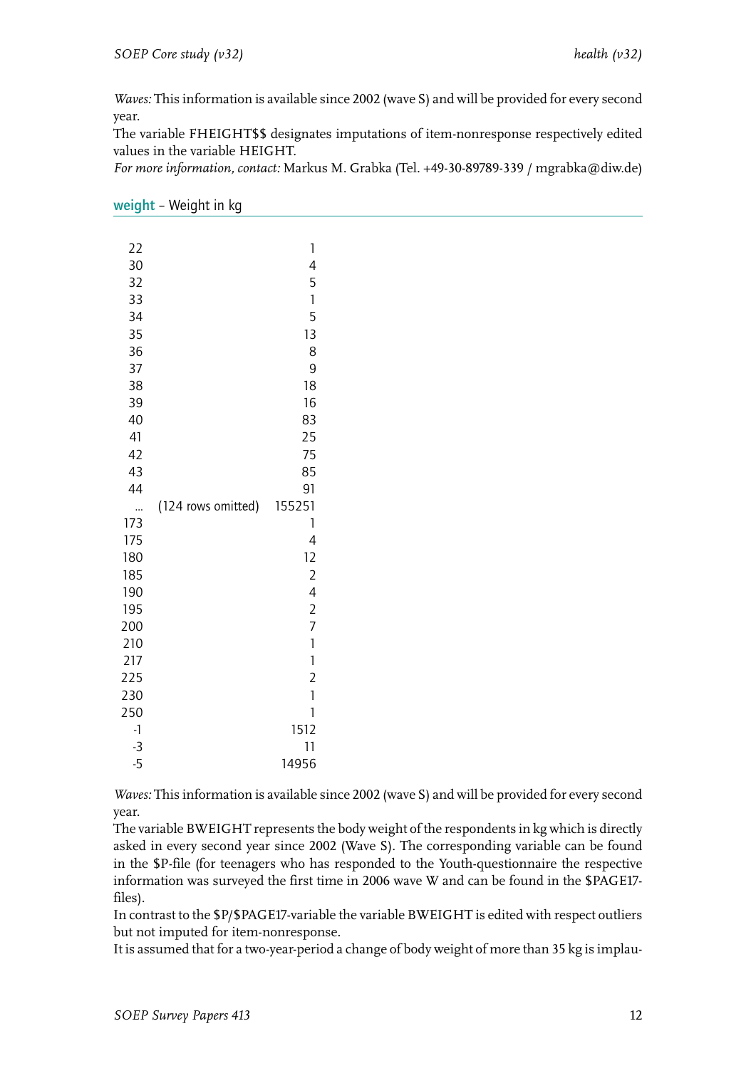*Waves:* This information is available since 2002 (wave S) and will be provided for every second year.
The variable FHEIGHT$$ designates imputations of item-nonresponse respectively edited values in the variable HEIGHT.
*For more information, contact:* Markus M. Grabka (Tel. +49-30-89789-339 / mgrabka@diw.de)

## weight – Weight in kg

| | | |
|---|---|---|
| 22 | | 1 |
| 30 | | 4 |
| 32 | | 5 |
| 33 | | 1 |
| 34 | | 5 |
| 35 | | 13 |
| 36 | | 8 |
| 37 | | 9 |
| 38 | | 18 |
| 39 | | 16 |
| 40 | | 83 |
| 41 | | 25 |
| 42 | | 75 |
| 43 | | 85 |
| 44 | | 91 |
| ... | (124 rows omitted) | 155251 |
| 173 | | 1 |
| 175 | | 4 |
| 180 | | 12 |
| 185 | | 2 |
| 190 | | 4 |
| 195 | | 2 |
| 200 | | 7 |
| 210 | | 1 |
| 217 | | 1 |
| 225 | | 2 |
| 230 | | 1 |
| 250 | | 1 |
| -1 | | 1512 |
| -3 | | 11 |
| -5 | | 14956 |

*Waves:* This information is available since 2002 (wave S) and will be provided for every second year.
The variable BWEIGHT represents the body weight of the respondents in kg which is directly asked in every second year since 2002 (Wave S). The corresponding variable can be found in the $P-file (for teenagers who has responded to the Youth-questionnaire the respective information was surveyed the first time in 2006 wave W and can be found in the $PAGE17-files).
In contrast to the $P/$PAGE17-variable the variable BWEIGHT is edited with respect outliers but not imputed for item-nonresponse.
It is assumed that for a two-year-period a change of body weight of more than 35 kg is implau-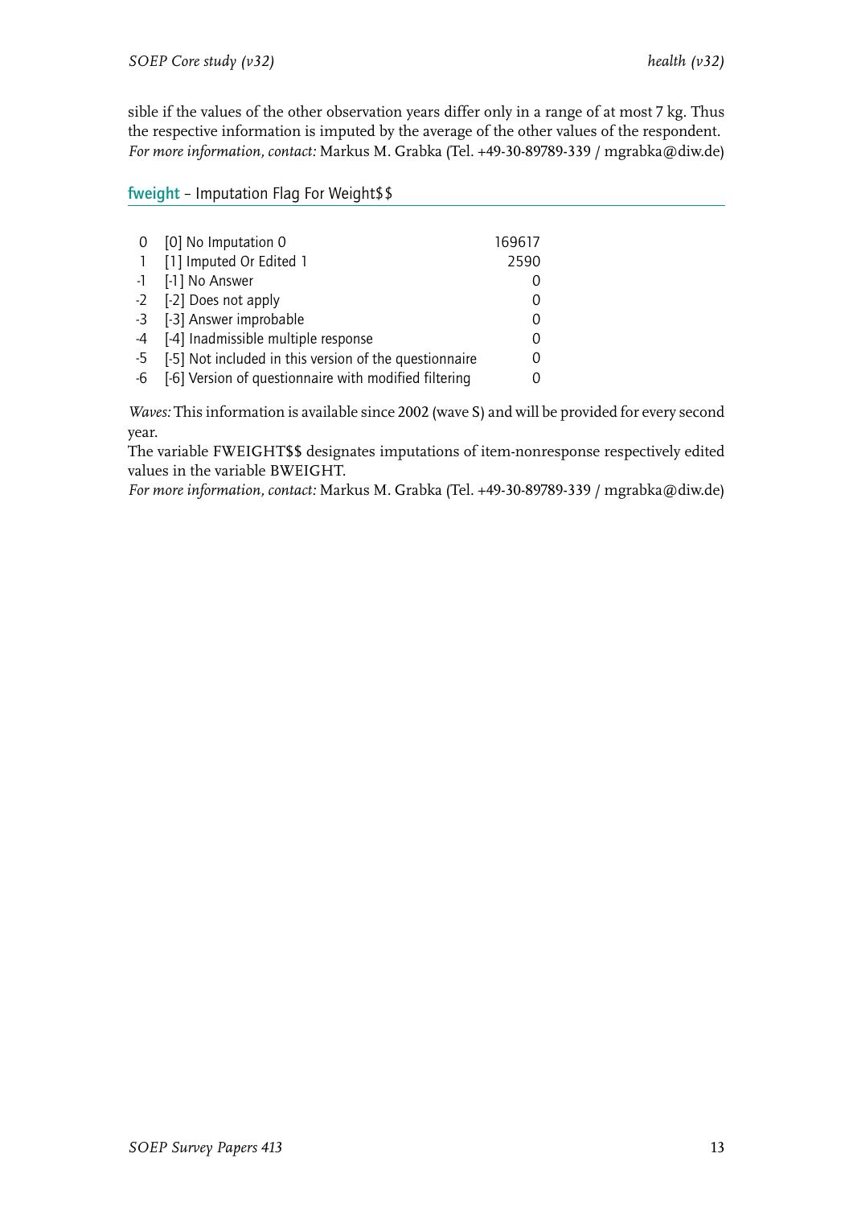sible if the values of the other observation years differ only in a range of at most 7 kg. Thus the respective information is imputed by the average of the other values of the respondent.
*For more information, contact:* Markus M. Grabka (Tel. +49-30-89789-339 / mgrabka@diw.de)

## fweight – Imputation Flag For Weight$$

| | | |
|---|---|---|
| 0 | [0] No Imputation 0 | 169617 |
| 1 | [1] Imputed Or Edited 1 | 2590 |
| -1 | [-1] No Answer | 0 |
| -2 | [-2] Does not apply | 0 |
| -3 | [-3] Answer improbable | 0 |
| -4 | [-4] Inadmissible multiple response | 0 |
| -5 | [-5] Not included in this version of the questionnaire | 0 |
| -6 | [-6] Version of questionnaire with modified filtering | 0 |

*Waves:* This information is available since 2002 (wave S) and will be provided for every second year.
The variable FWEIGHT$$ designates imputations of item-nonresponse respectively edited values in the variable BWEIGHT.
*For more information, contact:* Markus M. Grabka (Tel. +49-30-89789-339 / mgrabka@diw.de)